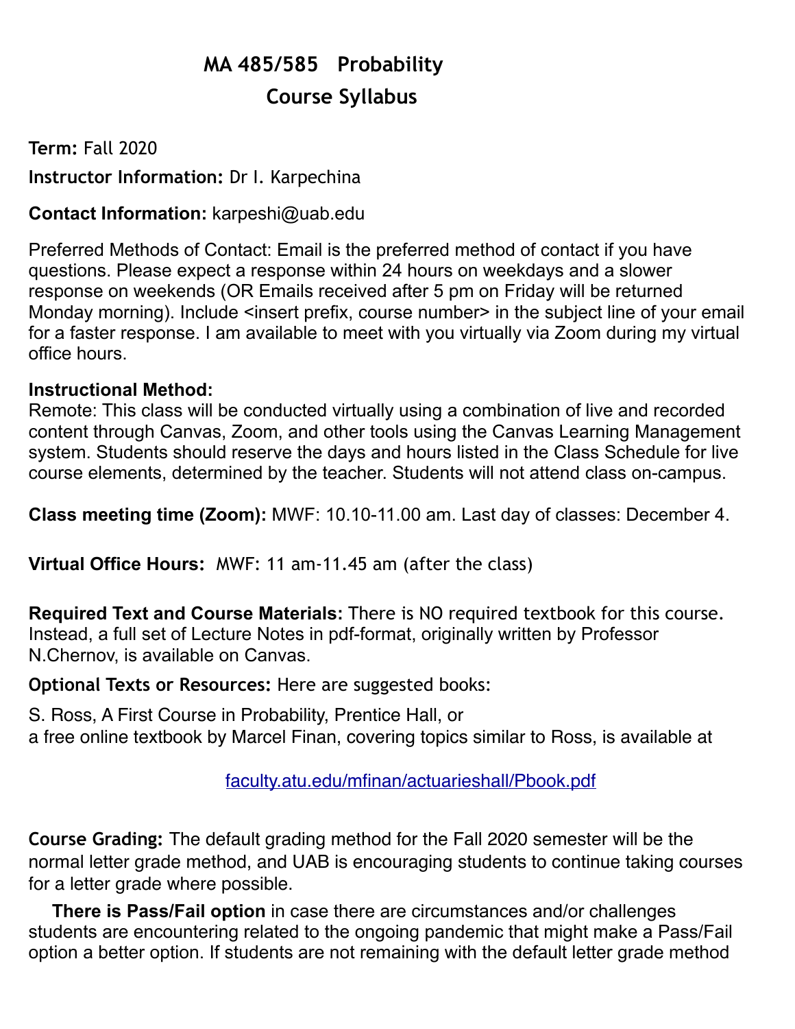# MA 485/585 Probability

## Course Syllabus

**Term:** Fall 2020

**Instructor Information:** Dr I. Karpechina

**Contact Information:** karpeshi@uab.edu

Preferred Methods of Contact: Email is the preferred method of contact if you have questions. Please expect a response within 24 hours on weekdays and a slower response on weekends (OR Emails received after 5 pm on Friday will be returned Monday morning). Include <insert prefix, course number> in the subject line of your email for a faster response. I am available to meet with you virtually via Zoom during my virtual office hours.

**Instructional Method:**
Remote: This class will be conducted virtually using a combination of live and recorded content through Canvas, Zoom, and other tools using the Canvas Learning Management system. Students should reserve the days and hours listed in the Class Schedule for live course elements, determined by the teacher. Students will not attend class on-campus.

**Class meeting time (Zoom):** MWF: 10.10-11.00 am. Last day of classes: December 4.

**Virtual Office Hours:** MWF: 11 am-11.45 am (after the class)

**Required Text and Course Materials:** There is NO required textbook for this course. Instead, a full set of Lecture Notes in pdf-format, originally written by Professor N.Chernov, is available on Canvas.

**Optional Texts or Resources:** Here are suggested books:

S. Ross, A First Course in Probability, Prentice Hall, or
a free online textbook by Marcel Finan, covering topics similar to Ross, is available at

faculty.atu.edu/mfinan/actuarieshall/Pbook.pdf

**Course Grading:** The default grading method for the Fall 2020 semester will be the normal letter grade method, and UAB is encouraging students to continue taking courses for a letter grade where possible.

**There is Pass/Fail option** in case there are circumstances and/or challenges students are encountering related to the ongoing pandemic that might make a Pass/Fail option a better option. If students are not remaining with the default letter grade method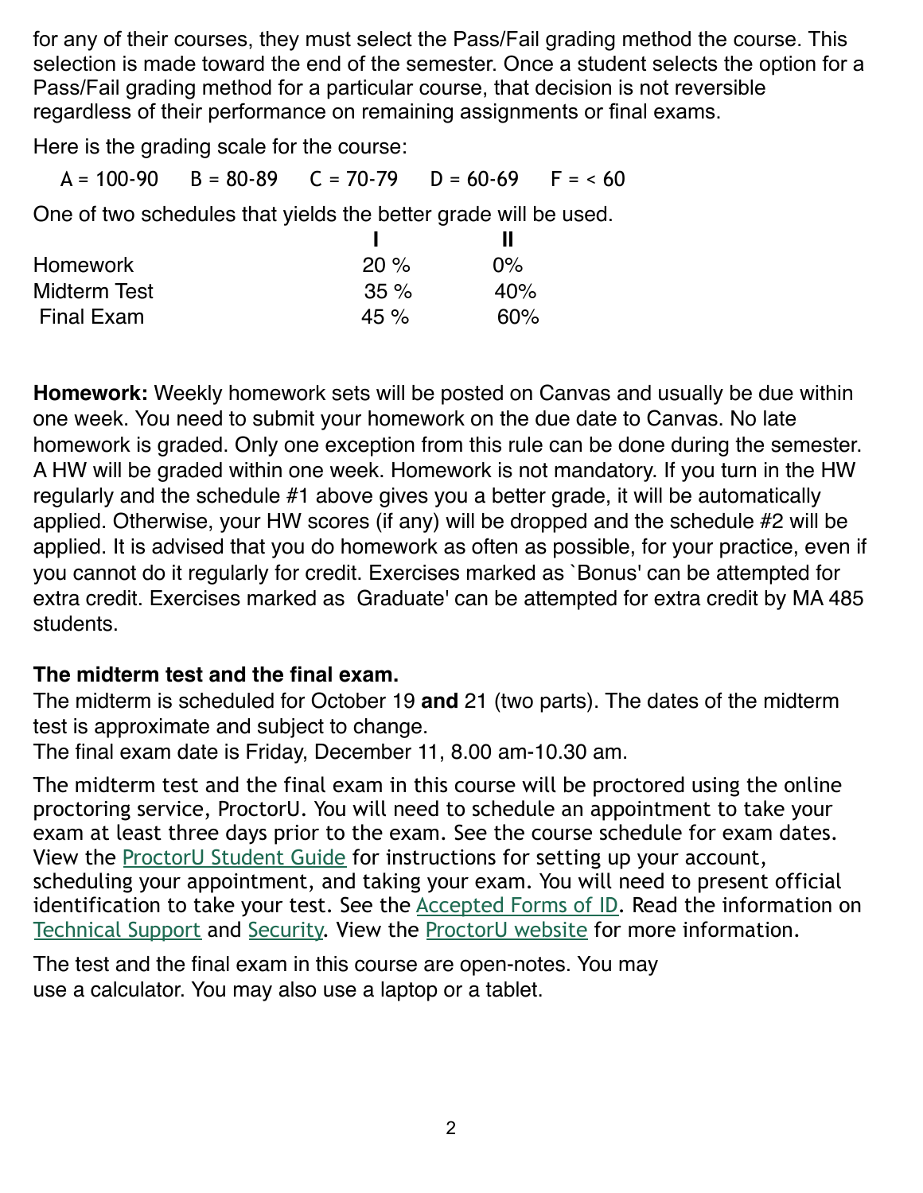for any of their courses, they must select the Pass/Fail grading method the course. This selection is made toward the end of the semester. Once a student selects the option for a Pass/Fail grading method for a particular course, that decision is not reversible regardless of their performance on remaining assignments or final exams.

Here is the grading scale for the course:

A = 100-90 B = 80-89 C = 70-79 D = 60-69 F = < 60

One of two schedules that yields the better grade will be used.

| | I | II |
|---|---|---|
| Homework | 20 % | 0% |
| Midterm Test | 35 % | 40% |
| Final Exam | 45 % | 60% |

**Homework:** Weekly homework sets will be posted on Canvas and usually be due within one week. You need to submit your homework on the due date to Canvas. No late homework is graded. Only one exception from this rule can be done during the semester. A HW will be graded within one week. Homework is not mandatory. If you turn in the HW regularly and the schedule #1 above gives you a better grade, it will be automatically applied. Otherwise, your HW scores (if any) will be dropped and the schedule #2 will be applied. It is advised that you do homework as often as possible, for your practice, even if you cannot do it regularly for credit. Exercises marked as `Bonus' can be attempted for extra credit. Exercises marked as Graduate' can be attempted for extra credit by MA 485 students.

**The midterm test and the final exam.**

The midterm is scheduled for October 19 **and** 21 (two parts). The dates of the midterm test is approximate and subject to change.

The final exam date is Friday, December 11, 8.00 am-10.30 am.

The midterm test and the final exam in this course will be proctored using the online proctoring service, ProctorU. You will need to schedule an appointment to take your exam at least three days prior to the exam. See the course schedule for exam dates. View the ProctorU Student Guide for instructions for setting up your account, scheduling your appointment, and taking your exam. You will need to present official identification to take your test. See the Accepted Forms of ID. Read the information on Technical Support and Security. View the ProctorU website for more information.

The test and the final exam in this course are open-notes. You may use a calculator. You may also use a laptop or a tablet.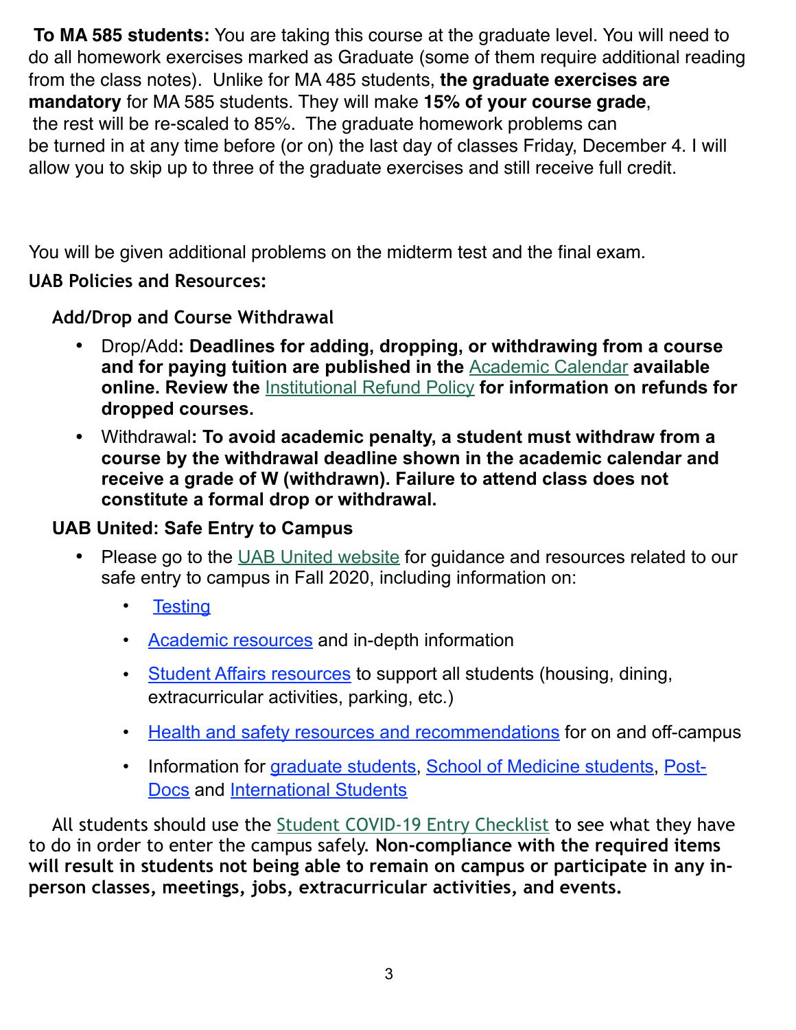**To MA 585 students:** You are taking this course at the graduate level. You will need to do all homework exercises marked as Graduate (some of them require additional reading from the class notes). Unlike for MA 485 students, **the graduate exercises are mandatory** for MA 585 students. They will make **15% of your course grade**, the rest will be re-scaled to 85%. The graduate homework problems can be turned in at any time before (or on) the last day of classes Friday, December 4. I will allow you to skip up to three of the graduate exercises and still receive full credit.

You will be given additional problems on the midterm test and the final exam.

**UAB Policies and Resources:**

**Add/Drop and Course Withdrawal**

- Drop/Add**: Deadlines for adding, dropping, or withdrawing from a course and for paying tuition are published in the** Academic Calendar **available online. Review the** Institutional Refund Policy **for information on refunds for dropped courses.**
- Withdrawal**: To avoid academic penalty, a student must withdraw from a course by the withdrawal deadline shown in the academic calendar and receive a grade of W (withdrawn). Failure to attend class does not constitute a formal drop or withdrawal.**

**UAB United: Safe Entry to Campus**

- Please go to the UAB United website for guidance and resources related to our safe entry to campus in Fall 2020, including information on:
  - Testing
  - Academic resources and in-depth information
  - Student Affairs resources to support all students (housing, dining, extracurricular activities, parking, etc.)
  - Health and safety resources and recommendations for on and off-campus
  - Information for graduate students, School of Medicine students, Post-Docs and International Students

All students should use the Student COVID-19 Entry Checklist to see what they have to do in order to enter the campus safely. **Non-compliance with the required items will result in students not being able to remain on campus or participate in any in-person classes, meetings, jobs, extracurricular activities, and events.**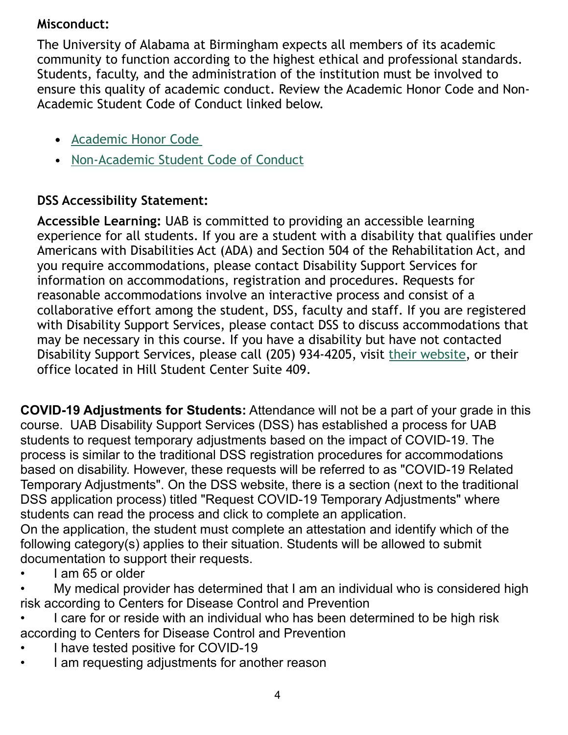**Misconduct:**

The University of Alabama at Birmingham expects all members of its academic community to function according to the highest ethical and professional standards. Students, faculty, and the administration of the institution must be involved to ensure this quality of academic conduct. Review the Academic Honor Code and Non-Academic Student Code of Conduct linked below.

- Academic Honor Code
- Non-Academic Student Code of Conduct

**DSS Accessibility Statement:**

**Accessible Learning:** UAB is committed to providing an accessible learning experience for all students. If you are a student with a disability that qualifies under Americans with Disabilities Act (ADA) and Section 504 of the Rehabilitation Act, and you require accommodations, please contact Disability Support Services for information on accommodations, registration and procedures. Requests for reasonable accommodations involve an interactive process and consist of a collaborative effort among the student, DSS, faculty and staff. If you are registered with Disability Support Services, please contact DSS to discuss accommodations that may be necessary in this course. If you have a disability but have not contacted Disability Support Services, please call (205) 934-4205, visit their website, or their office located in Hill Student Center Suite 409.

**COVID-19 Adjustments for Students:** Attendance will not be a part of your grade in this course. UAB Disability Support Services (DSS) has established a process for UAB students to request temporary adjustments based on the impact of COVID-19. The process is similar to the traditional DSS registration procedures for accommodations based on disability. However, these requests will be referred to as "COVID-19 Related Temporary Adjustments". On the DSS website, there is a section (next to the traditional DSS application process) titled "Request COVID-19 Temporary Adjustments" where students can read the process and click to complete an application.

On the application, the student must complete an attestation and identify which of the following category(s) applies to their situation. Students will be allowed to submit documentation to support their requests.

- I am 65 or older
- My medical provider has determined that I am an individual who is considered high risk according to Centers for Disease Control and Prevention
- I care for or reside with an individual who has been determined to be high risk according to Centers for Disease Control and Prevention
- I have tested positive for COVID-19
- I am requesting adjustments for another reason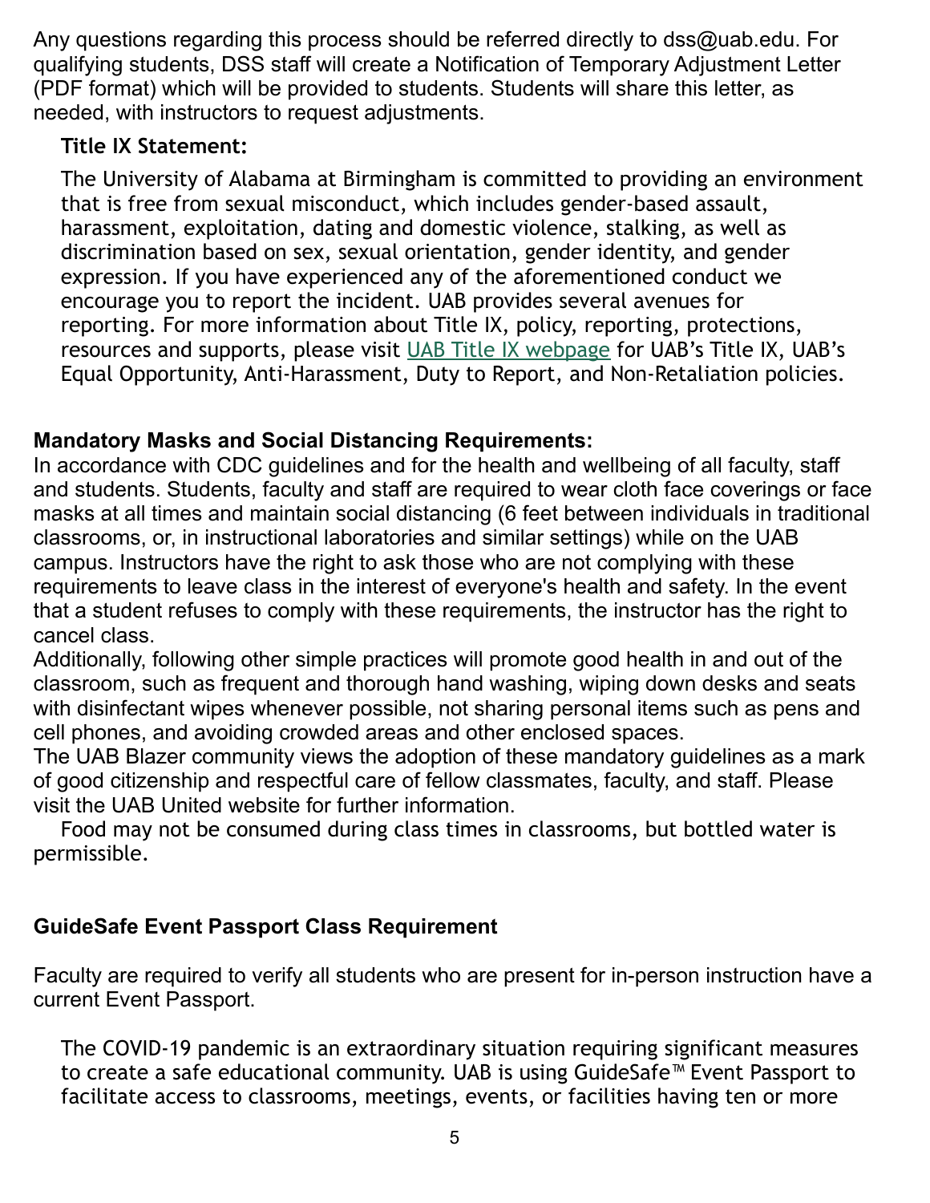Any questions regarding this process should be referred directly to dss@uab.edu. For qualifying students, DSS staff will create a Notification of Temporary Adjustment Letter (PDF format) which will be provided to students. Students will share this letter, as needed, with instructors to request adjustments.

**Title IX Statement:**

The University of Alabama at Birmingham is committed to providing an environment that is free from sexual misconduct, which includes gender-based assault, harassment, exploitation, dating and domestic violence, stalking, as well as discrimination based on sex, sexual orientation, gender identity, and gender expression. If you have experienced any of the aforementioned conduct we encourage you to report the incident. UAB provides several avenues for reporting. For more information about Title IX, policy, reporting, protections, resources and supports, please visit [UAB Title IX webpage] for UAB's Title IX, UAB's Equal Opportunity, Anti-Harassment, Duty to Report, and Non-Retaliation policies.

**Mandatory Masks and Social Distancing Requirements:**

In accordance with CDC guidelines and for the health and wellbeing of all faculty, staff and students. Students, faculty and staff are required to wear cloth face coverings or face masks at all times and maintain social distancing (6 feet between individuals in traditional classrooms, or, in instructional laboratories and similar settings) while on the UAB campus. Instructors have the right to ask those who are not complying with these requirements to leave class in the interest of everyone's health and safety. In the event that a student refuses to comply with these requirements, the instructor has the right to cancel class.

Additionally, following other simple practices will promote good health in and out of the classroom, such as frequent and thorough hand washing, wiping down desks and seats with disinfectant wipes whenever possible, not sharing personal items such as pens and cell phones, and avoiding crowded areas and other enclosed spaces.

The UAB Blazer community views the adoption of these mandatory guidelines as a mark of good citizenship and respectful care of fellow classmates, faculty, and staff. Please visit the UAB United website for further information.

Food may not be consumed during class times in classrooms, but bottled water is permissible.

**GuideSafe Event Passport Class Requirement**

Faculty are required to verify all students who are present for in-person instruction have a current Event Passport.

The COVID-19 pandemic is an extraordinary situation requiring significant measures to create a safe educational community. UAB is using GuideSafe™ Event Passport to facilitate access to classrooms, meetings, events, or facilities having ten or more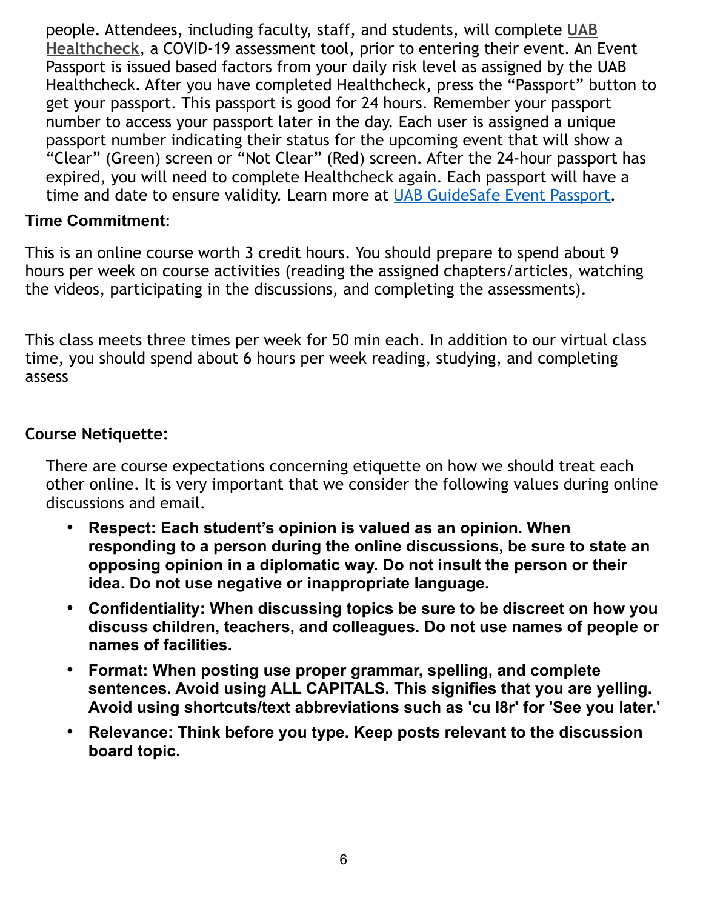people. Attendees, including faculty, staff, and students, will complete **UAB Healthcheck**, a COVID-19 assessment tool, prior to entering their event. An Event Passport is issued based factors from your daily risk level as assigned by the UAB Healthcheck. After you have completed Healthcheck, press the "Passport" button to get your passport. This passport is good for 24 hours. Remember your passport number to access your passport later in the day. Each user is assigned a unique passport number indicating their status for the upcoming event that will show a "Clear" (Green) screen or "Not Clear" (Red) screen. After the 24-hour passport has expired, you will need to complete Healthcheck again. Each passport will have a time and date to ensure validity. Learn more at UAB GuideSafe Event Passport.

**Time Commitment:**

This is an online course worth 3 credit hours. You should prepare to spend about 9 hours per week on course activities (reading the assigned chapters/articles, watching the videos, participating in the discussions, and completing the assessments).

This class meets three times per week for 50 min each. In addition to our virtual class time, you should spend about 6 hours per week reading, studying, and completing assess

**Course Netiquette:**

There are course expectations concerning etiquette on how we should treat each other online. It is very important that we consider the following values during online discussions and email.

- **Respect: Each student's opinion is valued as an opinion. When responding to a person during the online discussions, be sure to state an opposing opinion in a diplomatic way. Do not insult the person or their idea. Do not use negative or inappropriate language.**
- **Confidentiality: When discussing topics be sure to be discreet on how you discuss children, teachers, and colleagues. Do not use names of people or names of facilities.**
- **Format: When posting use proper grammar, spelling, and complete sentences. Avoid using ALL CAPITALS. This signifies that you are yelling. Avoid using shortcuts/text abbreviations such as 'cu l8r' for 'See you later.'**
- **Relevance: Think before you type. Keep posts relevant to the discussion board topic.**